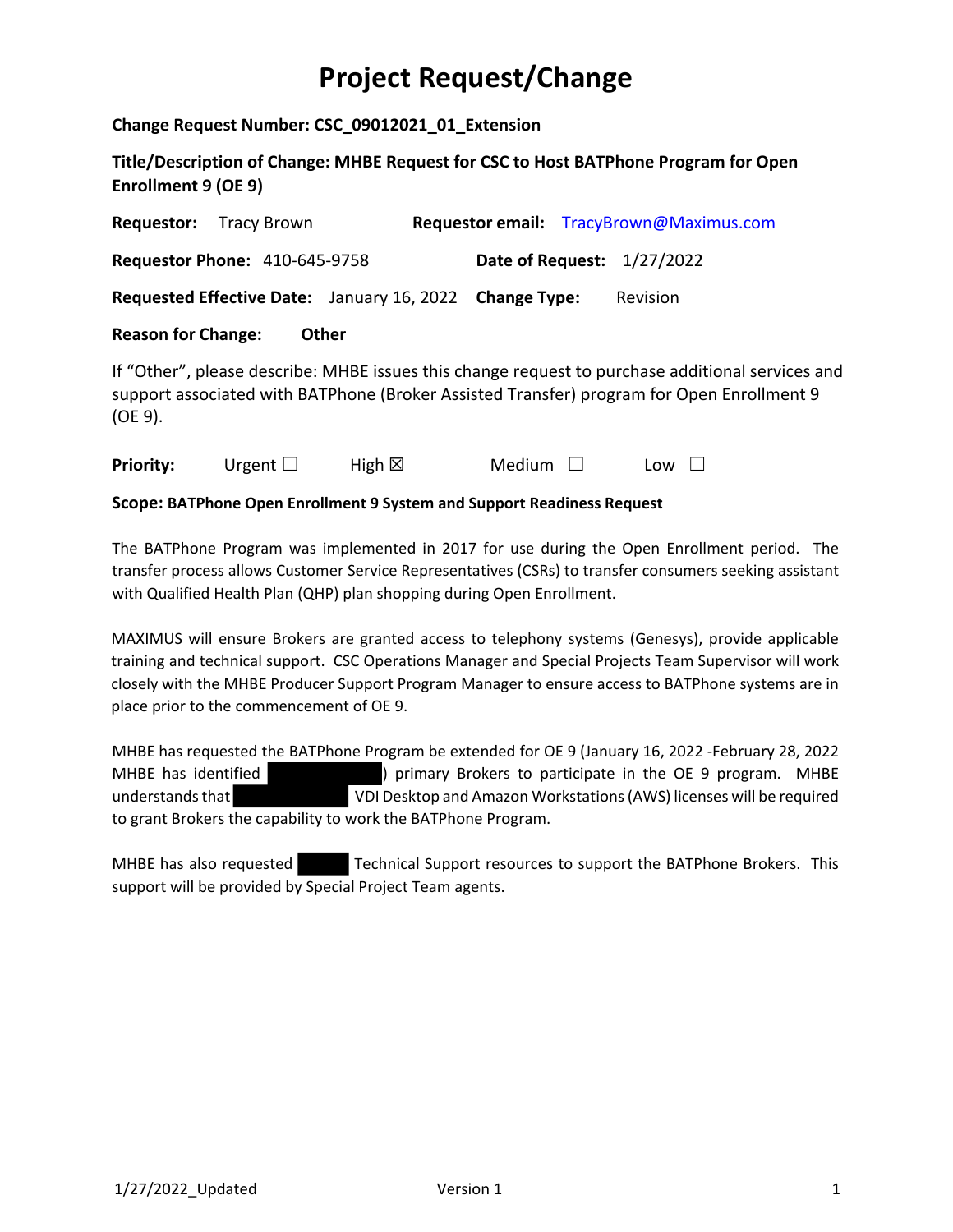# Project Request/Change

**Change Request Number: CSC_09012021_01_Extension**

**Title/Description of Change: MHBE Request for CSC to Host BATPhone Program for Open Enrollment 9 (OE 9)**

**Requestor:** Tracy Brown **Requestor email:** TracyBrown@Maximus.com

**Requestor Phone:** 410-645-9758 **Date of Request:** 1/27/2022

**Requested Effective Date:** January 16, 2022 **Change Type:** Revision

**Reason for Change:** **Other**

If "Other", please describe: MHBE issues this change request to purchase additional services and support associated with BATPhone (Broker Assisted Transfer) program for Open Enrollment 9 (OE 9).

**Priority:** Urgent ☐ High ☒ Medium ☐ Low ☐

**Scope: BATPhone Open Enrollment 9 System and Support Readiness Request**

The BATPhone Program was implemented in 2017 for use during the Open Enrollment period. The transfer process allows Customer Service Representatives (CSRs) to transfer consumers seeking assistant with Qualified Health Plan (QHP) plan shopping during Open Enrollment.

MAXIMUS will ensure Brokers are granted access to telephony systems (Genesys), provide applicable training and technical support. CSC Operations Manager and Special Projects Team Supervisor will work closely with the MHBE Producer Support Program Manager to ensure access to BATPhone systems are in place prior to the commencement of OE 9.

MHBE has requested the BATPhone Program be extended for OE 9 (January 16, 2022 -February 28, 2022 MHBE has identified [REDACTED]) primary Brokers to participate in the OE 9 program. MHBE understands that [REDACTED] VDI Desktop and Amazon Workstations (AWS) licenses will be required to grant Brokers the capability to work the BATPhone Program.

MHBE has also requested [REDACTED] Technical Support resources to support the BATPhone Brokers. This support will be provided by Special Project Team agents.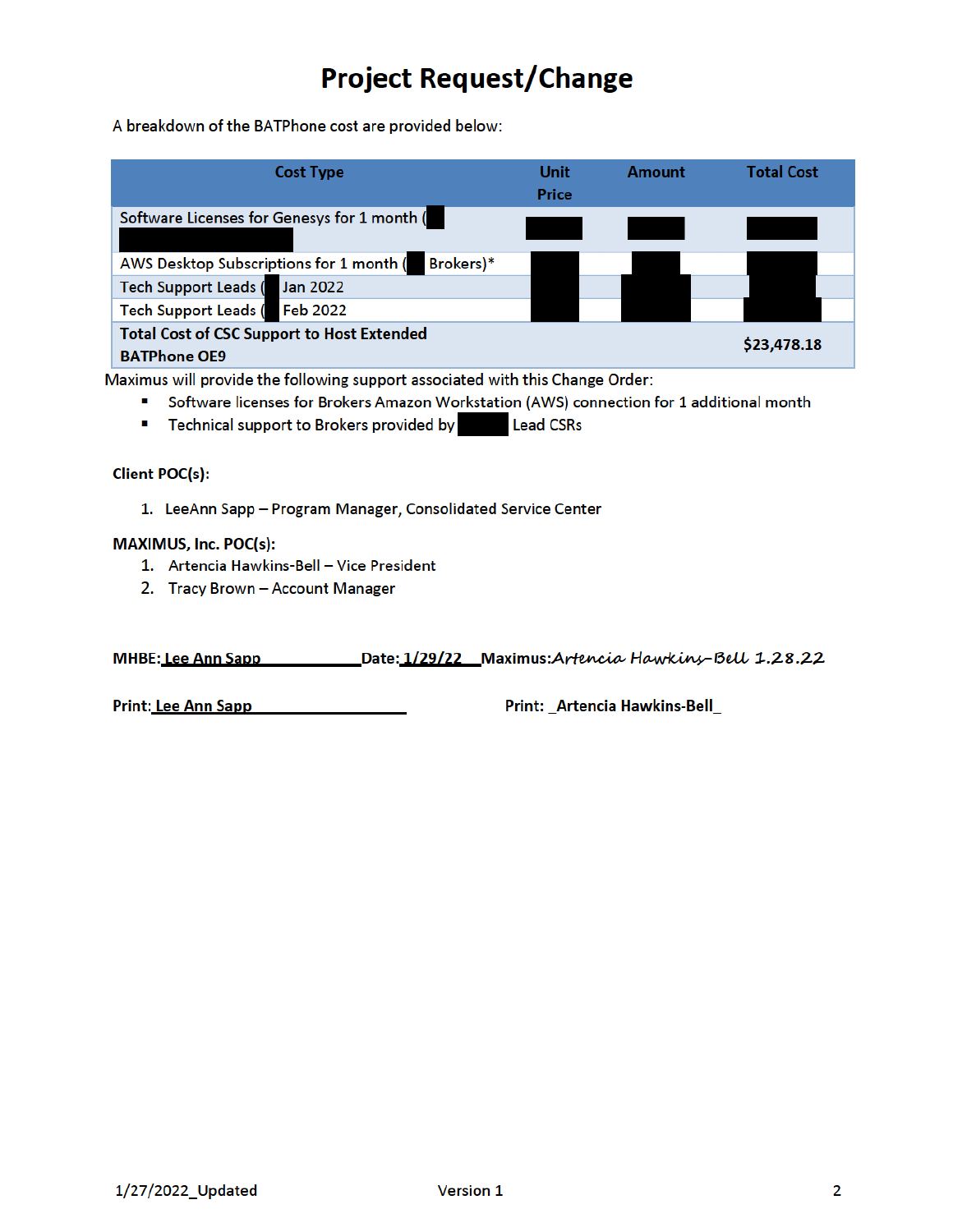# Project Request/Change

A breakdown of the BATPhone cost are provided below:

| Cost Type | Unit Price | Amount | Total Cost |
|---|---|---|---|
| Software Licenses for Genesys for 1 month ( | | | |
| AWS Desktop Subscriptions for 1 month ( Brokers)* | | | |
| Tech Support Leads ( Jan 2022 | | | |
| Tech Support Leads ( Feb 2022 | | | |
| **Total Cost of CSC Support to Host Extended BATPhone OE9** | | | **$23,478.18** |

Maximus will provide the following support associated with this Change Order:

- Software licenses for Brokers Amazon Workstation (AWS) connection for 1 additional month
- Technical support to Brokers provided by Lead CSRs

**Client POC(s):**

1. LeeAnn Sapp – Program Manager, Consolidated Service Center

**MAXIMUS, Inc. POC(s):**

1. Artencia Hawkins-Bell – Vice President
2. Tracy Brown – Account Manager

**MHBE:** Lee Ann Sapp **Date:** 1/29/22 **Maximus:** *Artencia Hawkins-Bell 1.28.22*

**Print:** Lee Ann Sapp **Print:** _Artencia Hawkins-Bell_

1/27/2022_Updated Version 1